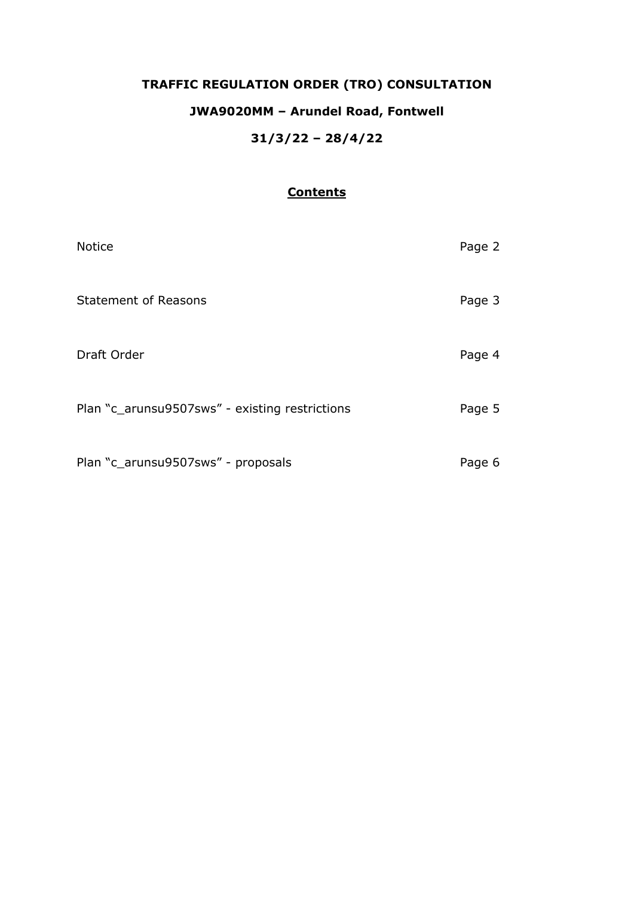# TRAFFIC REGULATION ORDER (TRO) CONSULTATION

## JWA9020MM – Arundel Road, Fontwell

## 31/3/22 – 28/4/22

### **Contents**

| | |
|---|---|
| Notice | Page 2 |
| Statement of Reasons | Page 3 |
| Draft Order | Page 4 |
| Plan "c_arunsu9507sws" - existing restrictions | Page 5 |
| Plan "c_arunsu9507sws" - proposals | Page 6 |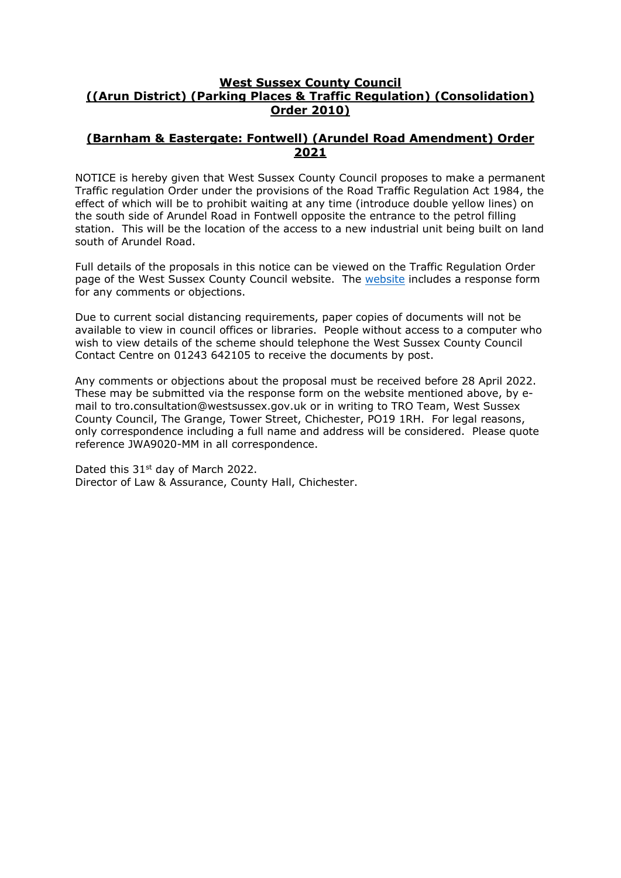# West Sussex County Council
# ((Arun District) (Parking Places & Traffic Regulation) (Consolidation) Order 2010)

## (Barnham & Eastergate: Fontwell) (Arundel Road Amendment) Order 2021

NOTICE is hereby given that West Sussex County Council proposes to make a permanent Traffic regulation Order under the provisions of the Road Traffic Regulation Act 1984, the effect of which will be to prohibit waiting at any time (introduce double yellow lines) on the south side of Arundel Road in Fontwell opposite the entrance to the petrol filling station. This will be the location of the access to a new industrial unit being built on land south of Arundel Road.

Full details of the proposals in this notice can be viewed on the Traffic Regulation Order page of the West Sussex County Council website. The website includes a response form for any comments or objections.

Due to current social distancing requirements, paper copies of documents will not be available to view in council offices or libraries. People without access to a computer who wish to view details of the scheme should telephone the West Sussex County Council Contact Centre on 01243 642105 to receive the documents by post.

Any comments or objections about the proposal must be received before 28 April 2022. These may be submitted via the response form on the website mentioned above, by e-mail to tro.consultation@westsussex.gov.uk or in writing to TRO Team, West Sussex County Council, The Grange, Tower Street, Chichester, PO19 1RH. For legal reasons, only correspondence including a full name and address will be considered. Please quote reference JWA9020-MM in all correspondence.

Dated this 31st day of March 2022.
Director of Law & Assurance, County Hall, Chichester.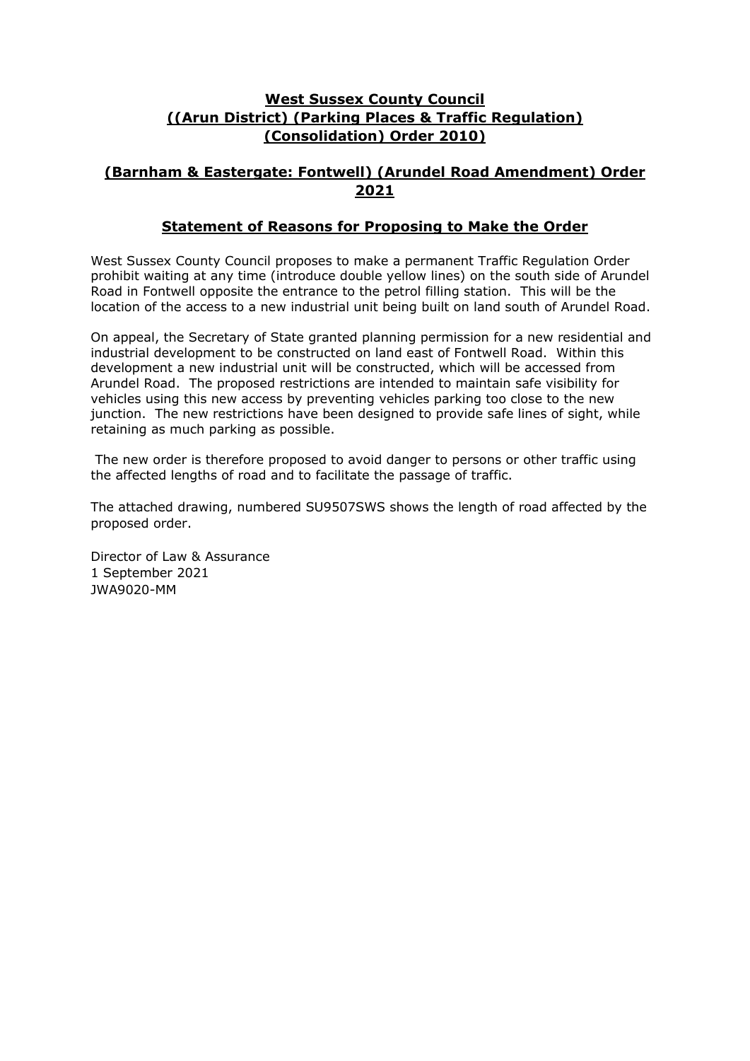# West Sussex County Council
# ((Arun District) (Parking Places & Traffic Regulation) (Consolidation) Order 2010)

## (Barnham & Eastergate: Fontwell) (Arundel Road Amendment) Order 2021

### Statement of Reasons for Proposing to Make the Order

West Sussex County Council proposes to make a permanent Traffic Regulation Order prohibit waiting at any time (introduce double yellow lines) on the south side of Arundel Road in Fontwell opposite the entrance to the petrol filling station. This will be the location of the access to a new industrial unit being built on land south of Arundel Road.

On appeal, the Secretary of State granted planning permission for a new residential and industrial development to be constructed on land east of Fontwell Road. Within this development a new industrial unit will be constructed, which will be accessed from Arundel Road. The proposed restrictions are intended to maintain safe visibility for vehicles using this new access by preventing vehicles parking too close to the new junction. The new restrictions have been designed to provide safe lines of sight, while retaining as much parking as possible.

The new order is therefore proposed to avoid danger to persons or other traffic using the affected lengths of road and to facilitate the passage of traffic.

The attached drawing, numbered SU9507SWS shows the length of road affected by the proposed order.

Director of Law & Assurance
1 September 2021
JWA9020-MM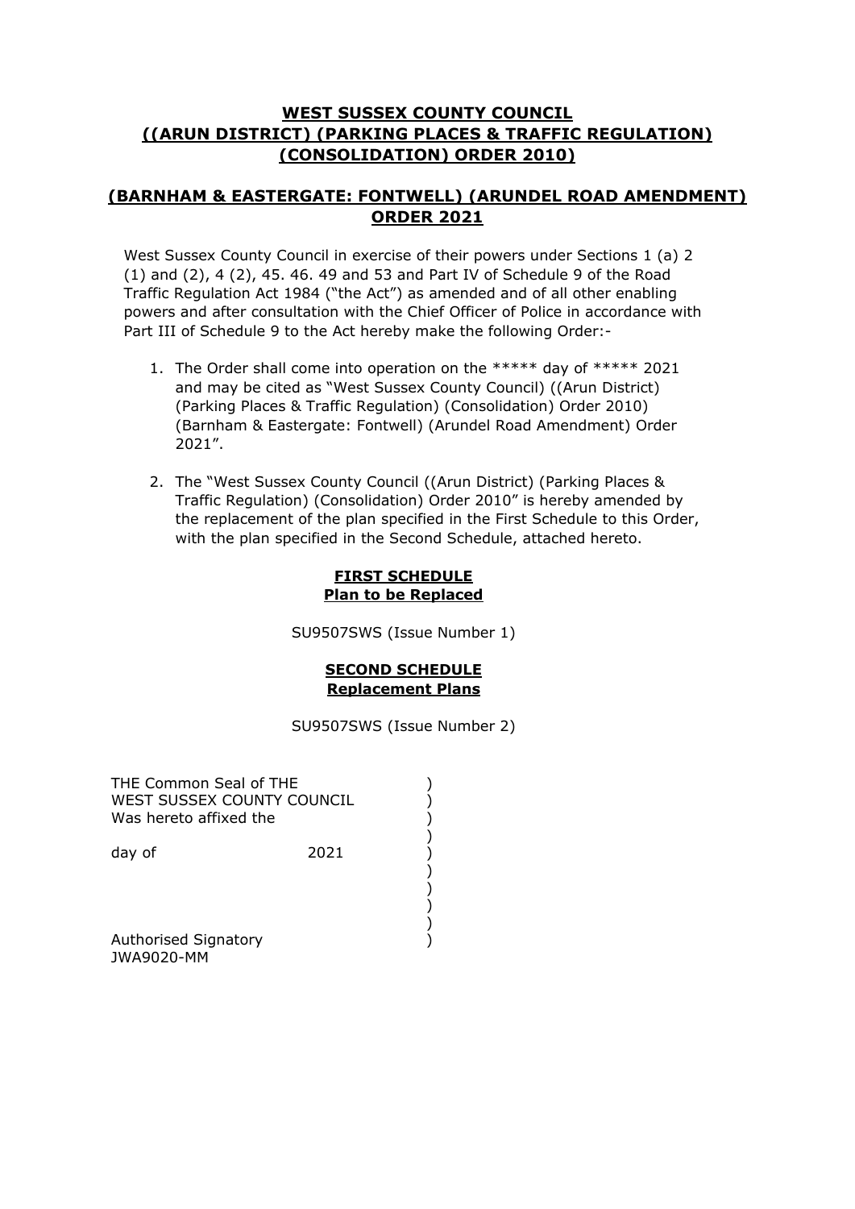# WEST SUSSEX COUNTY COUNCIL ((ARUN DISTRICT) (PARKING PLACES & TRAFFIC REGULATION) (CONSOLIDATION) ORDER 2010)

## (BARNHAM & EASTERGATE: FONTWELL) (ARUNDEL ROAD AMENDMENT) ORDER 2021

West Sussex County Council in exercise of their powers under Sections 1 (a) 2 (1) and (2), 4 (2), 45. 46. 49 and 53 and Part IV of Schedule 9 of the Road Traffic Regulation Act 1984 ("the Act") as amended and of all other enabling powers and after consultation with the Chief Officer of Police in accordance with Part III of Schedule 9 to the Act hereby make the following Order:-

1. The Order shall come into operation on the ***** day of ***** 2021 and may be cited as "West Sussex County Council) ((Arun District) (Parking Places & Traffic Regulation) (Consolidation) Order 2010) (Barnham & Eastergate: Fontwell) (Arundel Road Amendment) Order 2021".

2. The "West Sussex County Council ((Arun District) (Parking Places & Traffic Regulation) (Consolidation) Order 2010" is hereby amended by the replacement of the plan specified in the First Schedule to this Order, with the plan specified in the Second Schedule, attached hereto.

**FIRST SCHEDULE**
**Plan to be Replaced**

SU9507SWS (Issue Number 1)

**SECOND SCHEDULE**
**Replacement Plans**

SU9507SWS (Issue Number 2)

THE Common Seal of THE )
WEST SUSSEX COUNTY COUNCIL )
Was hereto affixed the )

day of 2021 )

Authorised Signatory )
JWA9020-MM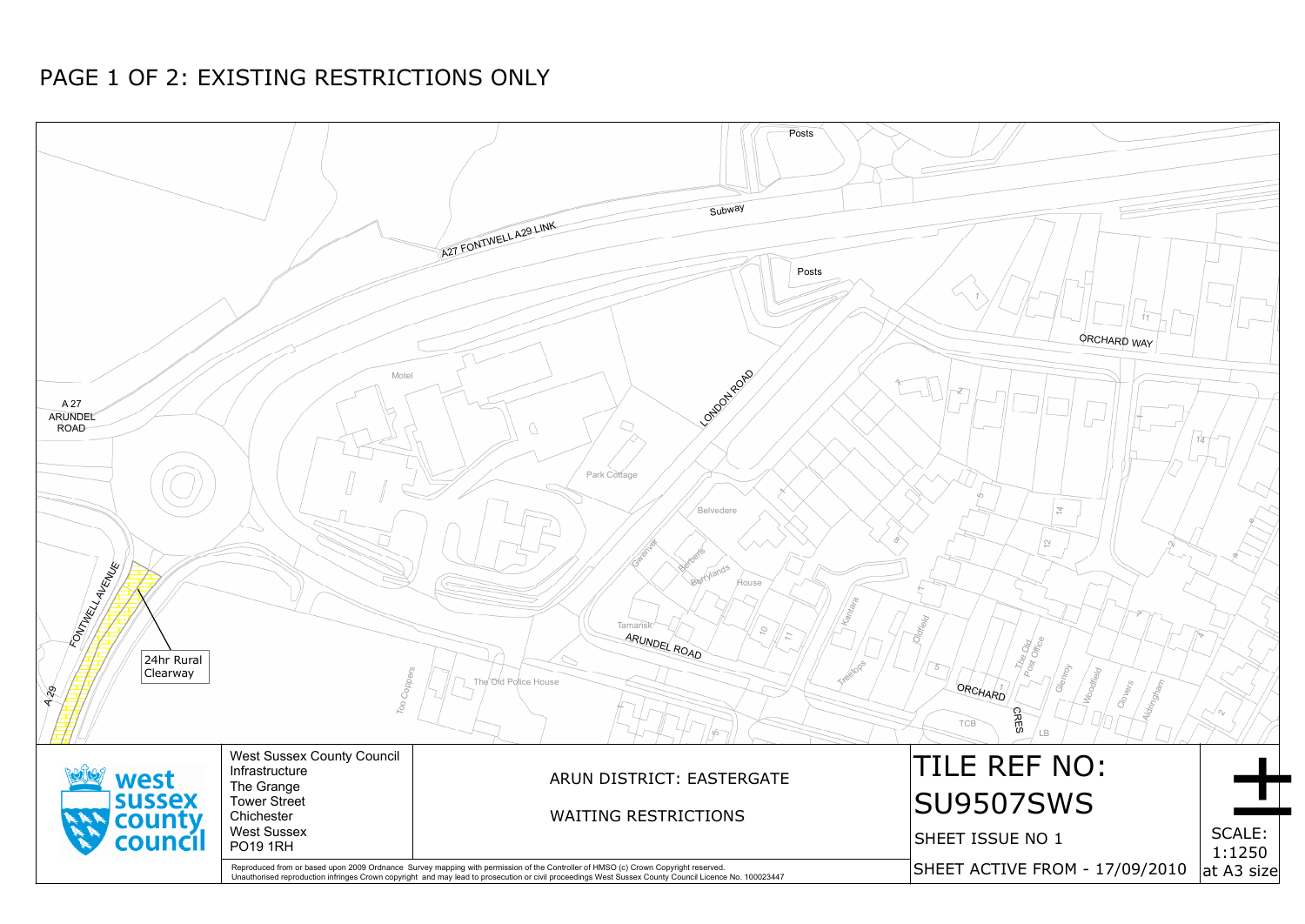# PAGE 1 OF 2: EXISTING RESTRICTIONS ONLY

Posts

Subway

A27 FONTWELL A29 LINK

Posts

ORCHARD WAY

A 27 ARUNDEL ROAD

Motel

LONDON ROAD

Park Cottage

Belvedere

FONTWELL AVENUE

Greenver

Berberis

Berrylands

House

Tamarisk

ARUNDEL ROAD

Kantara

Oldfield

Treetops

The Old Post Office

Glenroy

Woodfield

Clovers

Aldingham

24hr Rural Clearway

A 29

Too Coppers

The Old Police House

ORCHARD CRES

TCB

LB

West Sussex County Council
Infrastructure
The Grange
Tower Street
Chichester
West Sussex
PO19 1RH

ARUN DISTRICT: EASTERGATE

WAITING RESTRICTIONS

TILE REF NO: SU9507SWS

SHEET ISSUE NO 1

SHEET ACTIVE FROM - 17/09/2010

SCALE: 1:1250 at A3 size

Reproduced from or based upon 2009 Ordnance Survey mapping with permission of the Controller of HMSO (c) Crown Copyright reserved.
Unauthorised reproduction infringes Crown copyright and may lead to prosecution or civil proceedings West Sussex County Council Licence No. 100023447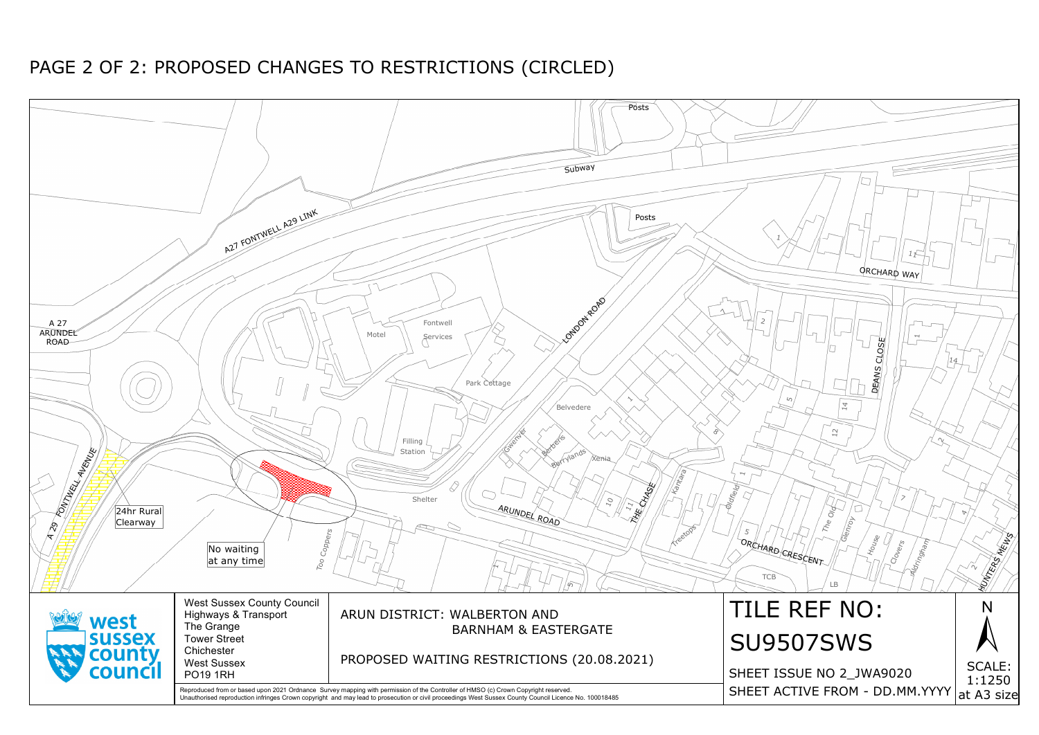# PAGE 2 OF 2: PROPOSED CHANGES TO RESTRICTIONS (CIRCLED)

Posts

Subway

Posts

A27 FONTWELL A29 LINK

A 27
ARUNDEL
ROAD

Motel

Fontwell
Services

LONDON ROAD

ORCHARD WAY

DEANS CLOSE

Park Cottage

Belvedere

Filling
Station

Gwenver

Berberis

Berrylands

Xenia

A 29 FONTWELL AVENUE

24hr Rural
Clearway

Shelter

ARUNDEL ROAD

THE CHASE

Kantara

Treetops

Oldfield

ORCHARD CRESCENT

The Old

Glenroy

House

Clovers

Aldringham

HUNTERS MEWS

No waiting
at any time

Too Coppers

TCB

LB

West Sussex County Council
Highways & Transport
The Grange
Tower Street
Chichester
West Sussex
PO19 1RH

ARUN DISTRICT: WALBERTON AND BARNHAM & EASTERGATE

PROPOSED WAITING RESTRICTIONS (20.08.2021)

TILE REF NO: SU9507SWS

SHEET ISSUE NO 2_JWA9020

SHEET ACTIVE FROM - DD.MM.YYYY

N

SCALE: 1:1250 at A3 size

Reproduced from or based upon 2021 Ordnance Survey mapping with permission of the Controller of HMSO (c) Crown Copyright reserved.
Unauthorised reproduction infringes Crown copyright and may lead to prosecution or civil proceedings West Sussex County Council Licence No. 100018485